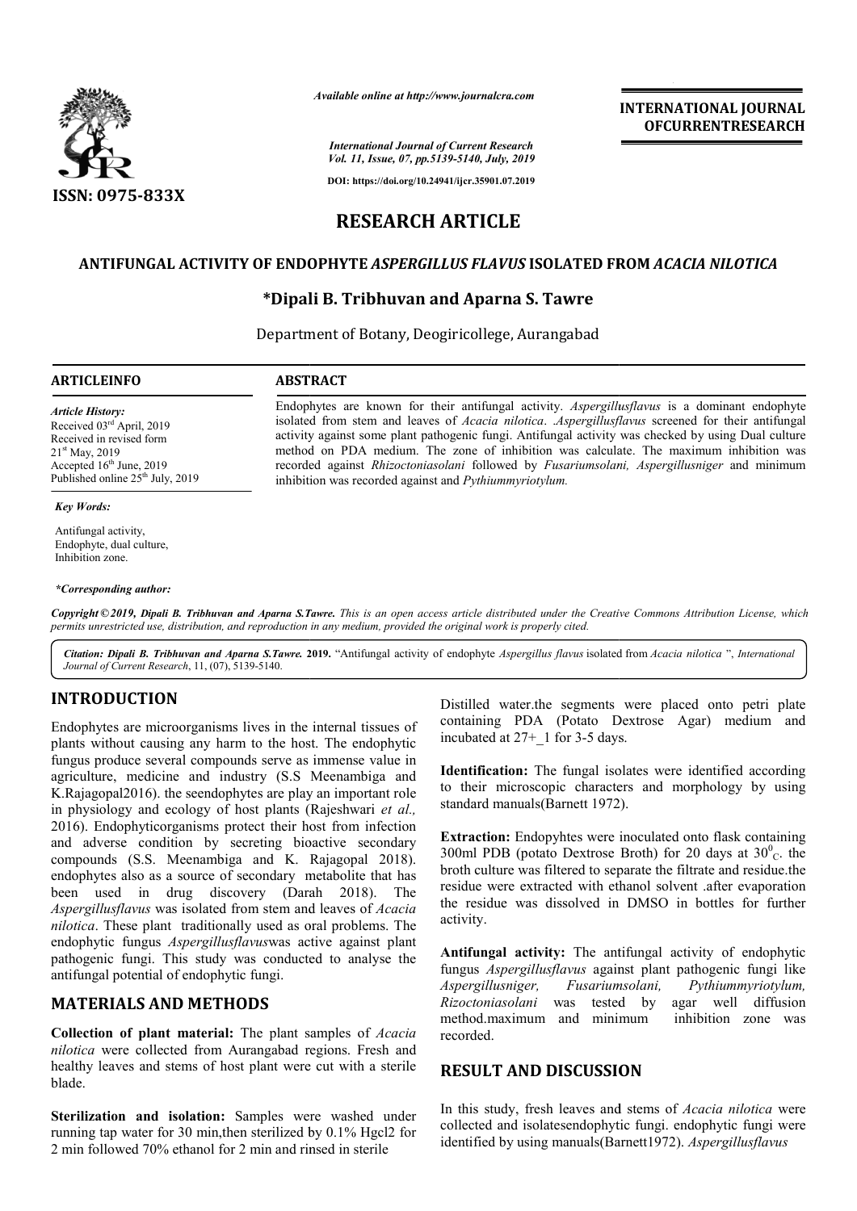# RESEARCH ARTICLE

## ANTIFUNGAL ACTIVITY OF ENDOPHYTE *ASPERGILLUS FLAVUS* ISOLATED FROM *ACACIA NILOTICA*

**\*Dipali B. Tribhuvan and Aparna S. Tawre**

Department of Botany, Deogiricollege, Aurangabad

**ARTICLEINFO**

*Article History:*
Received 03rd April, 2019
Received in revised form
21st May, 2019
Accepted 16th June, 2019
Published online 25th July, 2019

*Key Words:*

Antifungal activity,
Endophyte, dual culture,
Inhibition zone.

*\*Corresponding author:*

**ABSTRACT**

Endophytes are known for their antifungal activity. *Aspergillusflavus* is a dominant endophyte isolated from stem and leaves of *Acacia nilotica*. .*Aspergillusflavus* screened for their antifungal activity against some plant pathogenic fungi. Antifungal activity was checked by using Dual culture method on PDA medium. The zone of inhibition was calculate. The maximum inhibition was recorded against *Rhizoctoniasolani* followed by *Fusariumsolani, Aspergillusniger* and minimum inhibition was recorded against and *Pythiummyriotylum.*

*Copyright © 2019, Dipali B. Tribhuvan and Aparna S.Tawre. This is an open access article distributed under the Creative Commons Attribution License, which permits unrestricted use, distribution, and reproduction in any medium, provided the original work is properly cited.*

*Citation: Dipali B. Tribhuvan and Aparna S.Tawre.* **2019.** "Antifungal activity of endophyte *Aspergillus flavus* isolated from *Acacia nilotica* ", *International Journal of Current Research*, 11, (07), 5139-5140.

## INTRODUCTION

Endophytes are microorganisms lives in the internal tissues of plants without causing any harm to the host. The endophytic fungus produce several compounds serve as immense value in agriculture, medicine and industry (S.S Meenambiga and K.Rajagopal2016). the seendophytes are play an important role in physiology and ecology of host plants (Rajeshwari *et al.,* 2016). Endophyticorganisms protect their host from infection and adverse condition by secreting bioactive secondary compounds (S.S. Meenambiga and K. Rajagopal 2018). endophytes also as a source of secondary metabolite that has been used in drug discovery (Darah 2018). The *Aspergillusflavus* was isolated from stem and leaves of *Acacia nilotica*. These plant traditionally used as oral problems. The endophytic fungus *Aspergillusflavus*was active against plant pathogenic fungi. This study was conducted to analyse the antifungal potential of endophytic fungi.

## MATERIALS AND METHODS

**Collection of plant material:** The plant samples of *Acacia nilotica* were collected from Aurangabad regions. Fresh and healthy leaves and stems of host plant were cut with a sterile blade.

**Sterilization and isolation:** Samples were washed under running tap water for 30 min,then sterilized by 0.1% Hgcl2 for 2 min followed 70% ethanol for 2 min and rinsed in sterile Distilled water.the segments were placed onto petri plate containing PDA (Potato Dextrose Agar) medium and incubated at 27+_1 for 3-5 days.

**Identification:** The fungal isolates were identified according to their microscopic characters and morphology by using standard manuals(Barnett 1972).

**Extraction:** Endopyhtes were inoculated onto flask containing 300ml PDB (potato Dextrose Broth) for 20 days at $30^0{}_C$. the broth culture was filtered to separate the filtrate and residue.the residue were extracted with ethanol solvent .after evaporation the residue was dissolved in DMSO in bottles for further activity.

**Antifungal activity:** The antifungal activity of endophytic fungus *Aspergillusflavus* against plant pathogenic fungi like *Aspergillusniger, Fusariumsolani, Pythiummyriotylum, Rizoctoniasolani* was tested by agar well diffusion method.maximum and minimum inhibition zone was recorded.

## RESULT AND DISCUSSION

In this study, fresh leaves and stems of *Acacia nilotica* were collected and isolatesendophytic fungi. endophytic fungi were identified by using manuals(Barnett1972). *Aspergillusflavus*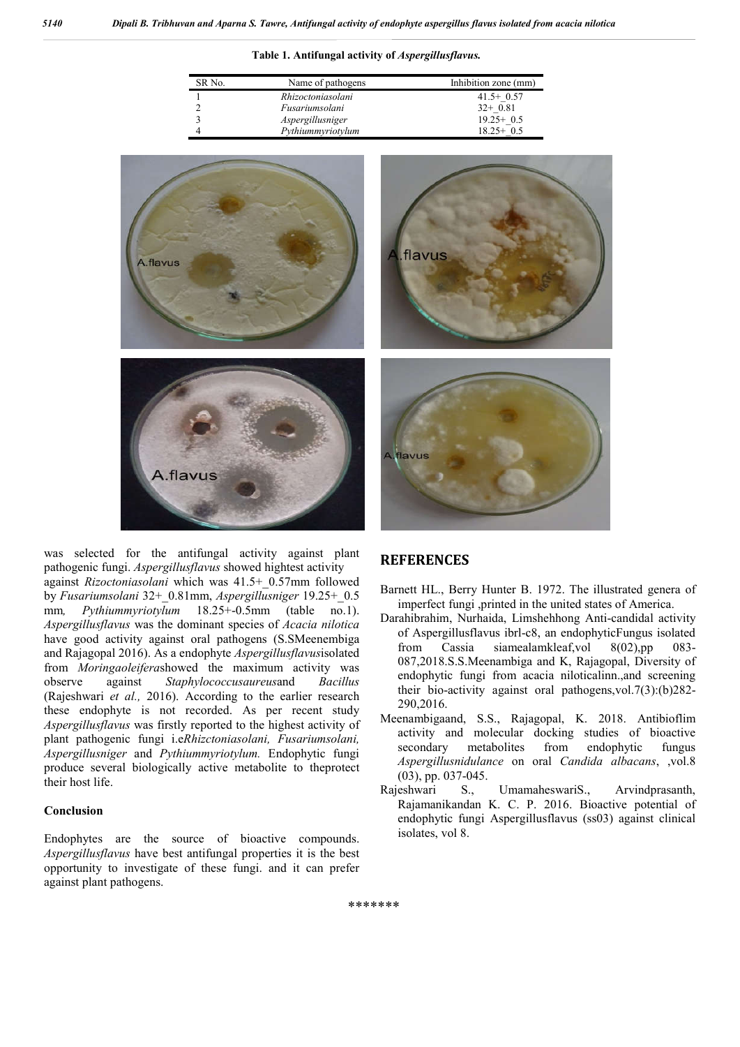**Table 1. Antifungal activity of *Aspergillusflavus.***

| SR No. | Name of pathogens | Inhibition zone (mm) |
|---|---|---|
| 1 | *Rhizoctoniasolani* | 41.5+_0.57 |
| 2 | *Fusariumsolani* | 32+_0.81 |
| 3 | *Aspergillusniger* | 19.25+_0.5 |
| 4 | *Pythiummyriotylum* | 18.25+_0.5 |

was selected for the antifungal activity against plant pathogenic fungi. *Aspergillusflavus* showed hightest activity against *Rizoctoniasolani* which was 41.5+_0.57mm followed by *Fusariumsolani* 32+_0.81mm, *Aspergillusniger* 19.25+_0.5 mm, *Pythiummyriotylum* 18.25+-0.5mm (table no.1). *Aspergillusflavus* was the dominant species of *Acacia nilotica* have good activity against oral pathogens (S.SMeenembiga and Rajagopal 2016). As a endophyte *Aspergillusflavus*isolated from *Moringaoleifera*showed the maximum activity was observe against *Staphylococcusaureus*and *Bacillus* (Rajeshwari *et al.,* 2016). According to the earlier research these endophyte is not recorded. As per recent study *Aspergillusflavus* was firstly reported to the highest activity of plant pathogenic fungi i.e*Rhizctoniasolani, Fusariumsolani, Aspergillusniger* and *Pythiummyriotylum.* Endophytic fungi produce several biologically active metabolite to theprotect their host life.

### Conclusion

Endophytes are the source of bioactive compounds. *Aspergillusflavus* have best antifungal properties it is the best opportunity to investigate of these fungi. and it can prefer against plant pathogens.

## REFERENCES

Barnett HL., Berry Hunter B. 1972. The illustrated genera of imperfect fungi ,printed in the united states of America.

Darahibrahim, Nurhaida, Limshehhong Anti-candidal activity of Aspergillusflavus ibrl-c8, an endophyticFungus isolated from Cassia siamealamkleaf,vol 8(02),pp 083-087,2018.S.S.Meenambiga and K, Rajagopal, Diversity of endophytic fungi from acacia niloticalinn.,and screening their bio-activity against oral pathogens,vol.7(3):(b)282-290,2016.

Meenambigaand, S.S., Rajagopal, K. 2018. Antibioflim activity and molecular docking studies of bioactive secondary metabolites from endophytic fungus *Aspergillusnidulance* on oral *Candida albacans*, ,vol.8 (03), pp. 037-045.

Rajeshwari S., UmamaheswariS., Arvindprasanth, Rajamanikandan K. C. P. 2016. Bioactive potential of endophytic fungi Aspergillusflavus (ss03) against clinical isolates, vol 8.

\*\*\*\*\*\*\*